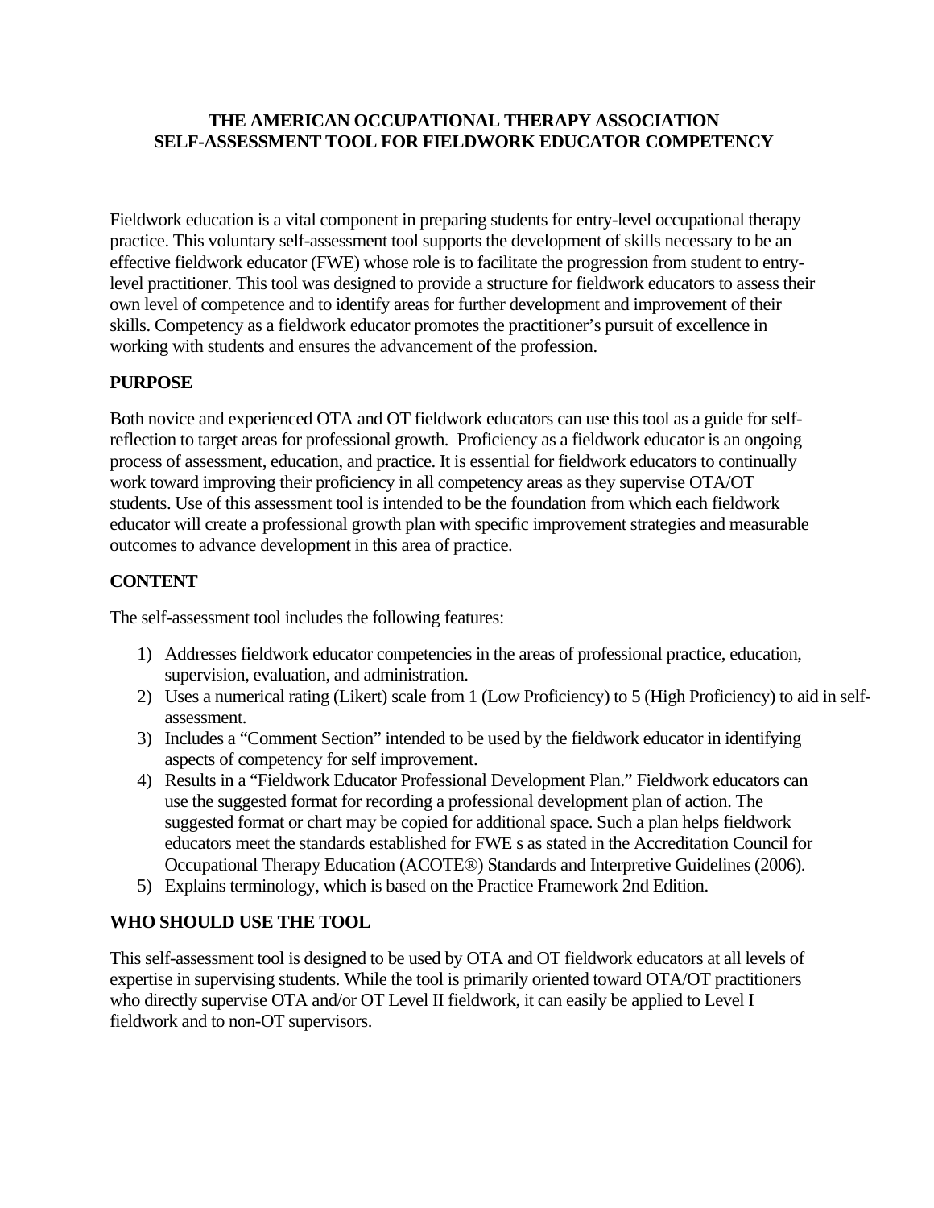# THE AMERICAN OCCUPATIONAL THERAPY ASSOCIATION
# SELF-ASSESSMENT TOOL FOR FIELDWORK EDUCATOR COMPETENCY

Fieldwork education is a vital component in preparing students for entry-level occupational therapy practice. This voluntary self-assessment tool supports the development of skills necessary to be an effective fieldwork educator (FWE) whose role is to facilitate the progression from student to entry-level practitioner. This tool was designed to provide a structure for fieldwork educators to assess their own level of competence and to identify areas for further development and improvement of their skills. Competency as a fieldwork educator promotes the practitioner's pursuit of excellence in working with students and ensures the advancement of the profession.

## PURPOSE

Both novice and experienced OTA and OT fieldwork educators can use this tool as a guide for self-reflection to target areas for professional growth. Proficiency as a fieldwork educator is an ongoing process of assessment, education, and practice. It is essential for fieldwork educators to continually work toward improving their proficiency in all competency areas as they supervise OTA/OT students. Use of this assessment tool is intended to be the foundation from which each fieldwork educator will create a professional growth plan with specific improvement strategies and measurable outcomes to advance development in this area of practice.

## CONTENT

The self-assessment tool includes the following features:

1) Addresses fieldwork educator competencies in the areas of professional practice, education, supervision, evaluation, and administration.
2) Uses a numerical rating (Likert) scale from 1 (Low Proficiency) to 5 (High Proficiency) to aid in self-assessment.
3) Includes a "Comment Section" intended to be used by the fieldwork educator in identifying aspects of competency for self improvement.
4) Results in a "Fieldwork Educator Professional Development Plan." Fieldwork educators can use the suggested format for recording a professional development plan of action. The suggested format or chart may be copied for additional space. Such a plan helps fieldwork educators meet the standards established for FWE s as stated in the Accreditation Council for Occupational Therapy Education (ACOTE®) Standards and Interpretive Guidelines (2006).
5) Explains terminology, which is based on the Practice Framework 2nd Edition.

## WHO SHOULD USE THE TOOL

This self-assessment tool is designed to be used by OTA and OT fieldwork educators at all levels of expertise in supervising students. While the tool is primarily oriented toward OTA/OT practitioners who directly supervise OTA and/or OT Level II fieldwork, it can easily be applied to Level I fieldwork and to non-OT supervisors.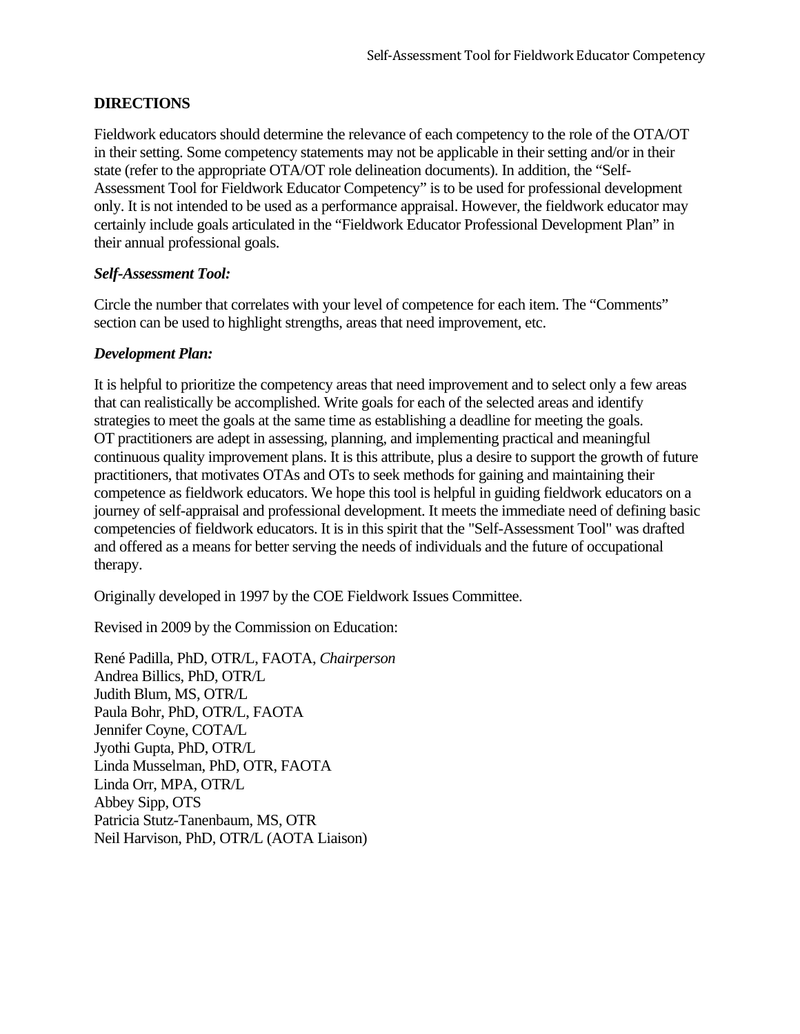## DIRECTIONS

Fieldwork educators should determine the relevance of each competency to the role of the OTA/OT in their setting. Some competency statements may not be applicable in their setting and/or in their state (refer to the appropriate OTA/OT role delineation documents). In addition, the "Self-Assessment Tool for Fieldwork Educator Competency" is to be used for professional development only. It is not intended to be used as a performance appraisal. However, the fieldwork educator may certainly include goals articulated in the "Fieldwork Educator Professional Development Plan" in their annual professional goals.

### *Self-Assessment Tool:*

Circle the number that correlates with your level of competence for each item. The "Comments" section can be used to highlight strengths, areas that need improvement, etc.

### *Development Plan:*

It is helpful to prioritize the competency areas that need improvement and to select only a few areas that can realistically be accomplished. Write goals for each of the selected areas and identify strategies to meet the goals at the same time as establishing a deadline for meeting the goals. OT practitioners are adept in assessing, planning, and implementing practical and meaningful continuous quality improvement plans. It is this attribute, plus a desire to support the growth of future practitioners, that motivates OTAs and OTs to seek methods for gaining and maintaining their competence as fieldwork educators. We hope this tool is helpful in guiding fieldwork educators on a journey of self-appraisal and professional development. It meets the immediate need of defining basic competencies of fieldwork educators. It is in this spirit that the "Self-Assessment Tool" was drafted and offered as a means for better serving the needs of individuals and the future of occupational therapy.

Originally developed in 1997 by the COE Fieldwork Issues Committee.

Revised in 2009 by the Commission on Education:

René Padilla, PhD, OTR/L, FAOTA, *Chairperson*
Andrea Billics, PhD, OTR/L
Judith Blum, MS, OTR/L
Paula Bohr, PhD, OTR/L, FAOTA
Jennifer Coyne, COTA/L
Jyothi Gupta, PhD, OTR/L
Linda Musselman, PhD, OTR, FAOTA
Linda Orr, MPA, OTR/L
Abbey Sipp, OTS
Patricia Stutz-Tanenbaum, MS, OTR
Neil Harvison, PhD, OTR/L (AOTA Liaison)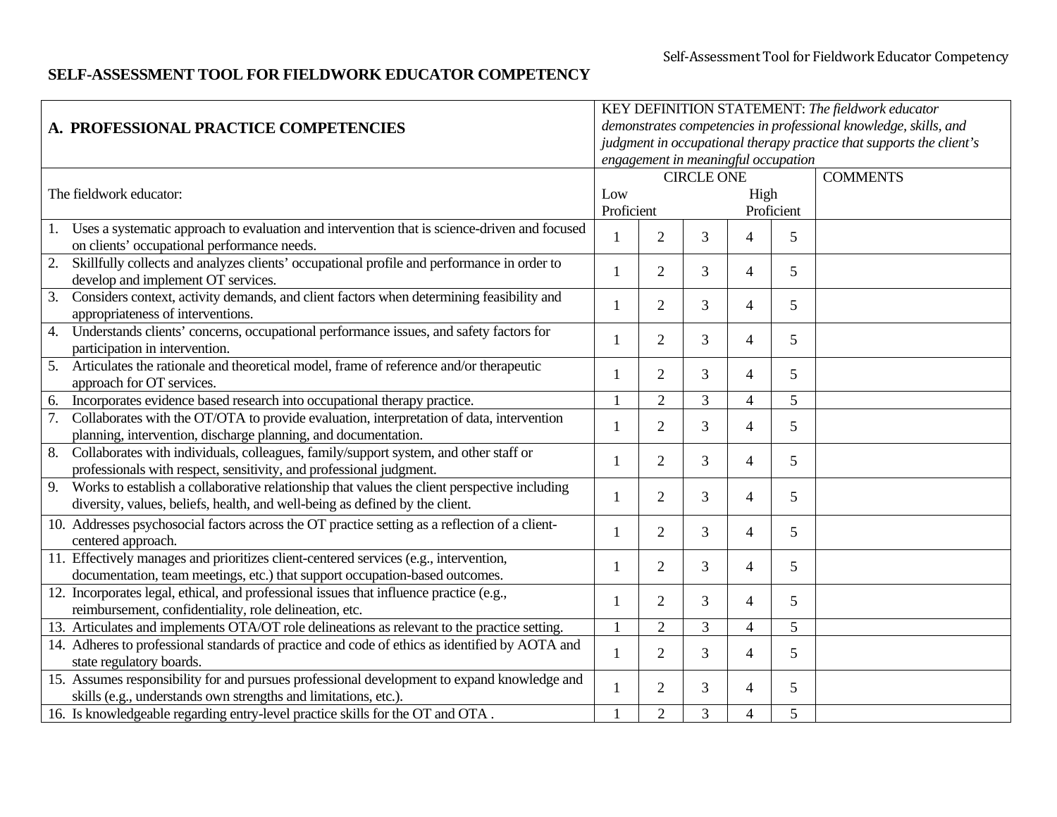**SELF-ASSESSMENT TOOL FOR FIELDWORK EDUCATOR COMPETENCY**

| **A. PROFESSIONAL PRACTICE COMPETENCIES** | KEY DEFINITION STATEMENT: *The fieldwork educator demonstrates competencies in professional knowledge, skills, and judgment in occupational therapy practice that supports the client's engagement in meaningful occupation* | | | | | |
|---|---|---|---|---|---|---|
| The fieldwork educator: | CIRCLE ONE<br>Low Proficient | | | | High Proficient | COMMENTS |
| 1. Uses a systematic approach to evaluation and intervention that is science-driven and focused on clients' occupational performance needs. | 1 | 2 | 3 | 4 | 5 | |
| 2. Skillfully collects and analyzes clients' occupational profile and performance in order to develop and implement OT services. | 1 | 2 | 3 | 4 | 5 | |
| 3. Considers context, activity demands, and client factors when determining feasibility and appropriateness of interventions. | 1 | 2 | 3 | 4 | 5 | |
| 4. Understands clients' concerns, occupational performance issues, and safety factors for participation in intervention. | 1 | 2 | 3 | 4 | 5 | |
| 5. Articulates the rationale and theoretical model, frame of reference and/or therapeutic approach for OT services. | 1 | 2 | 3 | 4 | 5 | |
| 6. Incorporates evidence based research into occupational therapy practice. | 1 | 2 | 3 | 4 | 5 | |
| 7. Collaborates with the OT/OTA to provide evaluation, interpretation of data, intervention planning, intervention, discharge planning, and documentation. | 1 | 2 | 3 | 4 | 5 | |
| 8. Collaborates with individuals, colleagues, family/support system, and other staff or professionals with respect, sensitivity, and professional judgment. | 1 | 2 | 3 | 4 | 5 | |
| 9. Works to establish a collaborative relationship that values the client perspective including diversity, values, beliefs, health, and well-being as defined by the client. | 1 | 2 | 3 | 4 | 5 | |
| 10. Addresses psychosocial factors across the OT practice setting as a reflection of a client-centered approach. | 1 | 2 | 3 | 4 | 5 | |
| 11. Effectively manages and prioritizes client-centered services (e.g., intervention, documentation, team meetings, etc.) that support occupation-based outcomes. | 1 | 2 | 3 | 4 | 5 | |
| 12. Incorporates legal, ethical, and professional issues that influence practice (e.g., reimbursement, confidentiality, role delineation, etc. | 1 | 2 | 3 | 4 | 5 | |
| 13. Articulates and implements OTA/OT role delineations as relevant to the practice setting. | 1 | 2 | 3 | 4 | 5 | |
| 14. Adheres to professional standards of practice and code of ethics as identified by AOTA and state regulatory boards. | 1 | 2 | 3 | 4 | 5 | |
| 15. Assumes responsibility for and pursues professional development to expand knowledge and skills (e.g., understands own strengths and limitations, etc.). | 1 | 2 | 3 | 4 | 5 | |
| 16. Is knowledgeable regarding entry-level practice skills for the OT and OTA . | 1 | 2 | 3 | 4 | 5 | |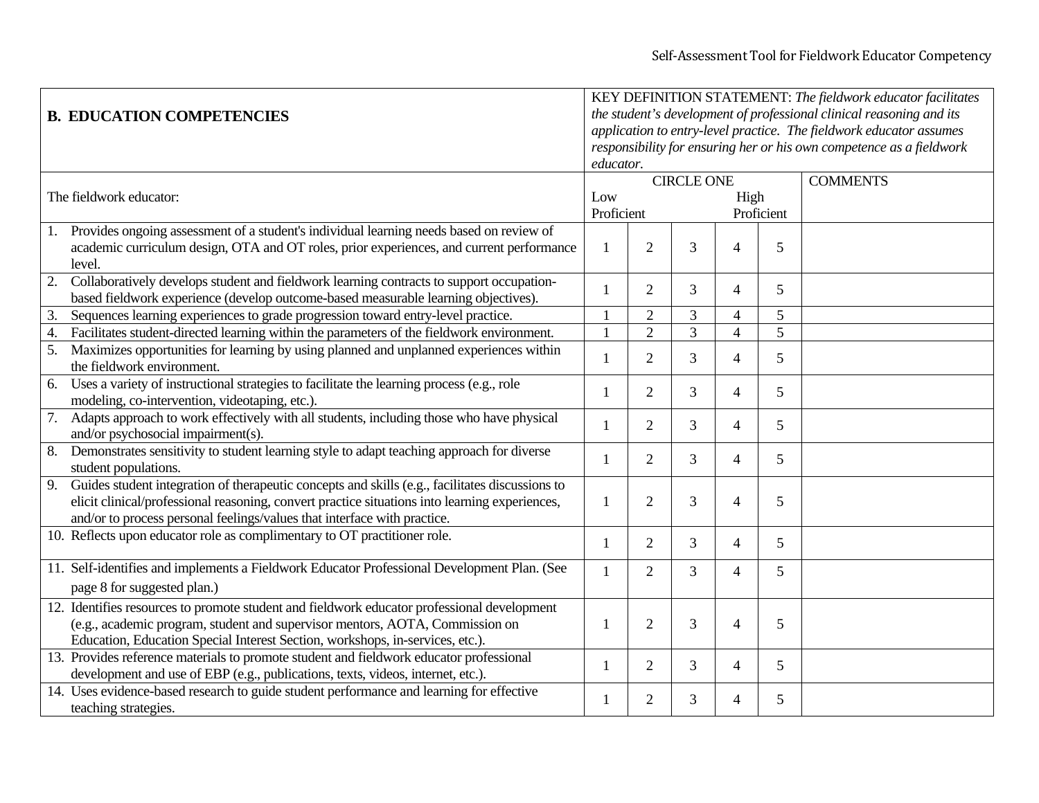| **B. EDUCATION COMPETENCIES** | KEY DEFINITION STATEMENT: *The fieldwork educator facilitates the student's development of professional clinical reasoning and its application to entry-level practice. The fieldwork educator assumes responsibility for ensuring her or his own competence as a fieldwork educator.* | | | | | |
|---|---|---|---|---|---|---|
| The fieldwork educator: | CIRCLE ONE<br>Low Proficient | | | | High Proficient | COMMENTS |
| 1. Provides ongoing assessment of a student's individual learning needs based on review of academic curriculum design, OTA and OT roles, prior experiences, and current performance level. | 1 | 2 | 3 | 4 | 5 | |
| 2. Collaboratively develops student and fieldwork learning contracts to support occupation-based fieldwork experience (develop outcome-based measurable learning objectives). | 1 | 2 | 3 | 4 | 5 | |
| 3. Sequences learning experiences to grade progression toward entry-level practice. | 1 | 2 | 3 | 4 | 5 | |
| 4. Facilitates student-directed learning within the parameters of the fieldwork environment. | 1 | 2 | 3 | 4 | 5 | |
| 5. Maximizes opportunities for learning by using planned and unplanned experiences within the fieldwork environment. | 1 | 2 | 3 | 4 | 5 | |
| 6. Uses a variety of instructional strategies to facilitate the learning process (e.g., role modeling, co-intervention, videotaping, etc.). | 1 | 2 | 3 | 4 | 5 | |
| 7. Adapts approach to work effectively with all students, including those who have physical and/or psychosocial impairment(s). | 1 | 2 | 3 | 4 | 5 | |
| 8. Demonstrates sensitivity to student learning style to adapt teaching approach for diverse student populations. | 1 | 2 | 3 | 4 | 5 | |
| 9. Guides student integration of therapeutic concepts and skills (e.g., facilitates discussions to elicit clinical/professional reasoning, convert practice situations into learning experiences, and/or to process personal feelings/values that interface with practice. | 1 | 2 | 3 | 4 | 5 | |
| 10. Reflects upon educator role as complimentary to OT practitioner role. | 1 | 2 | 3 | 4 | 5 | |
| 11. Self-identifies and implements a Fieldwork Educator Professional Development Plan. (See page 8 for suggested plan.) | 1 | 2 | 3 | 4 | 5 | |
| 12. Identifies resources to promote student and fieldwork educator professional development (e.g., academic program, student and supervisor mentors, AOTA, Commission on Education, Education Special Interest Section, workshops, in-services, etc.). | 1 | 2 | 3 | 4 | 5 | |
| 13. Provides reference materials to promote student and fieldwork educator professional development and use of EBP (e.g., publications, texts, videos, internet, etc.). | 1 | 2 | 3 | 4 | 5 | |
| 14. Uses evidence-based research to guide student performance and learning for effective teaching strategies. | 1 | 2 | 3 | 4 | 5 | |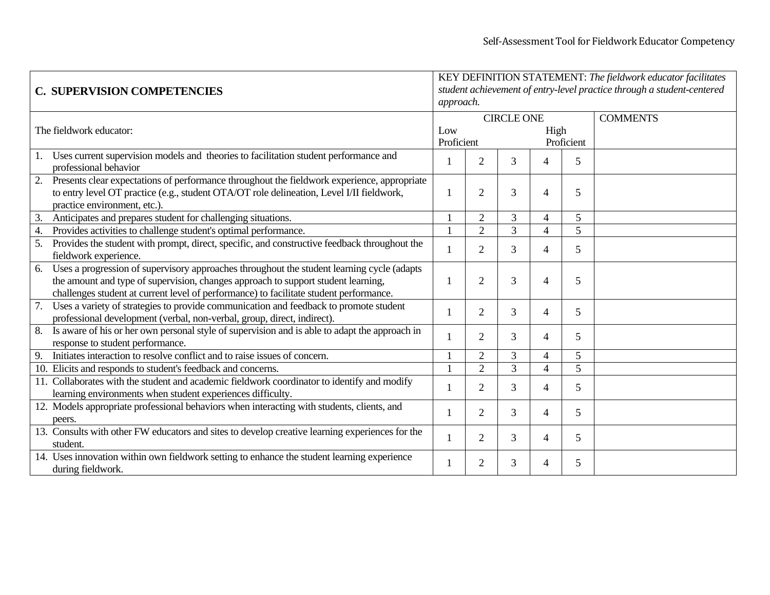| C. SUPERVISION COMPETENCIES | KEY DEFINITION STATEMENT: *The fieldwork educator facilitates student achievement of entry-level practice through a student-centered approach.* | | | | | |
|---|---|---|---|---|---|---|
| The fieldwork educator: | CIRCLE ONE<br>Low Proficient | | | | High Proficient | COMMENTS |
| 1. Uses current supervision models and theories to facilitation student performance and professional behavior | 1 | 2 | 3 | 4 | 5 | |
| 2. Presents clear expectations of performance throughout the fieldwork experience, appropriate to entry level OT practice (e.g., student OTA/OT role delineation, Level I/II fieldwork, practice environment, etc.). | 1 | 2 | 3 | 4 | 5 | |
| 3. Anticipates and prepares student for challenging situations. | 1 | 2 | 3 | 4 | 5 | |
| 4. Provides activities to challenge student's optimal performance. | 1 | 2 | 3 | 4 | 5 | |
| 5. Provides the student with prompt, direct, specific, and constructive feedback throughout the fieldwork experience. | 1 | 2 | 3 | 4 | 5 | |
| 6. Uses a progression of supervisory approaches throughout the student learning cycle (adapts the amount and type of supervision, changes approach to support student learning, challenges student at current level of performance) to facilitate student performance. | 1 | 2 | 3 | 4 | 5 | |
| 7. Uses a variety of strategies to provide communication and feedback to promote student professional development (verbal, non-verbal, group, direct, indirect). | 1 | 2 | 3 | 4 | 5 | |
| 8. Is aware of his or her own personal style of supervision and is able to adapt the approach in response to student performance. | 1 | 2 | 3 | 4 | 5 | |
| 9. Initiates interaction to resolve conflict and to raise issues of concern. | 1 | 2 | 3 | 4 | 5 | |
| 10. Elicits and responds to student's feedback and concerns. | 1 | 2 | 3 | 4 | 5 | |
| 11. Collaborates with the student and academic fieldwork coordinator to identify and modify learning environments when student experiences difficulty. | 1 | 2 | 3 | 4 | 5 | |
| 12. Models appropriate professional behaviors when interacting with students, clients, and peers. | 1 | 2 | 3 | 4 | 5 | |
| 13. Consults with other FW educators and sites to develop creative learning experiences for the student. | 1 | 2 | 3 | 4 | 5 | |
| 14. Uses innovation within own fieldwork setting to enhance the student learning experience during fieldwork. | 1 | 2 | 3 | 4 | 5 | |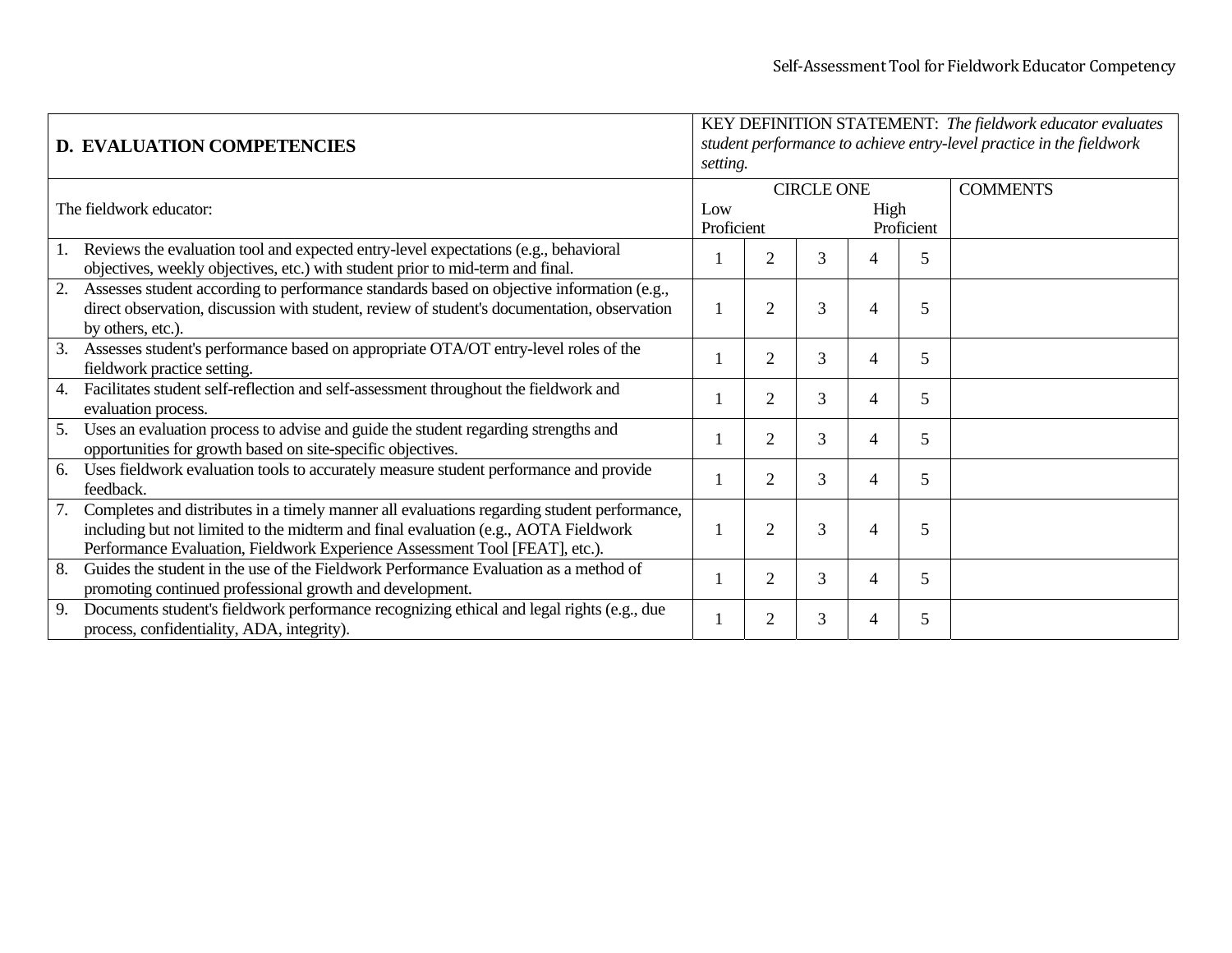| D. EVALUATION COMPETENCIES | KEY DEFINITION STATEMENT: *The fieldwork educator evaluates student performance to achieve entry-level practice in the fieldwork setting.* | | | | | |
|---|---|---|---|---|---|---|
| The fieldwork educator: | CIRCLE ONE<br>Low Proficient | | | | High Proficient | COMMENTS |
| 1. Reviews the evaluation tool and expected entry-level expectations (e.g., behavioral objectives, weekly objectives, etc.) with student prior to mid-term and final. | 1 | 2 | 3 | 4 | 5 | |
| 2. Assesses student according to performance standards based on objective information (e.g., direct observation, discussion with student, review of student's documentation, observation by others, etc.). | 1 | 2 | 3 | 4 | 5 | |
| 3. Assesses student's performance based on appropriate OTA/OT entry-level roles of the fieldwork practice setting. | 1 | 2 | 3 | 4 | 5 | |
| 4. Facilitates student self-reflection and self-assessment throughout the fieldwork and evaluation process. | 1 | 2 | 3 | 4 | 5 | |
| 5. Uses an evaluation process to advise and guide the student regarding strengths and opportunities for growth based on site-specific objectives. | 1 | 2 | 3 | 4 | 5 | |
| 6. Uses fieldwork evaluation tools to accurately measure student performance and provide feedback. | 1 | 2 | 3 | 4 | 5 | |
| 7. Completes and distributes in a timely manner all evaluations regarding student performance, including but not limited to the midterm and final evaluation (e.g., AOTA Fieldwork Performance Evaluation, Fieldwork Experience Assessment Tool [FEAT], etc.). | 1 | 2 | 3 | 4 | 5 | |
| 8. Guides the student in the use of the Fieldwork Performance Evaluation as a method of promoting continued professional growth and development. | 1 | 2 | 3 | 4 | 5 | |
| 9. Documents student's fieldwork performance recognizing ethical and legal rights (e.g., due process, confidentiality, ADA, integrity). | 1 | 2 | 3 | 4 | 5 | |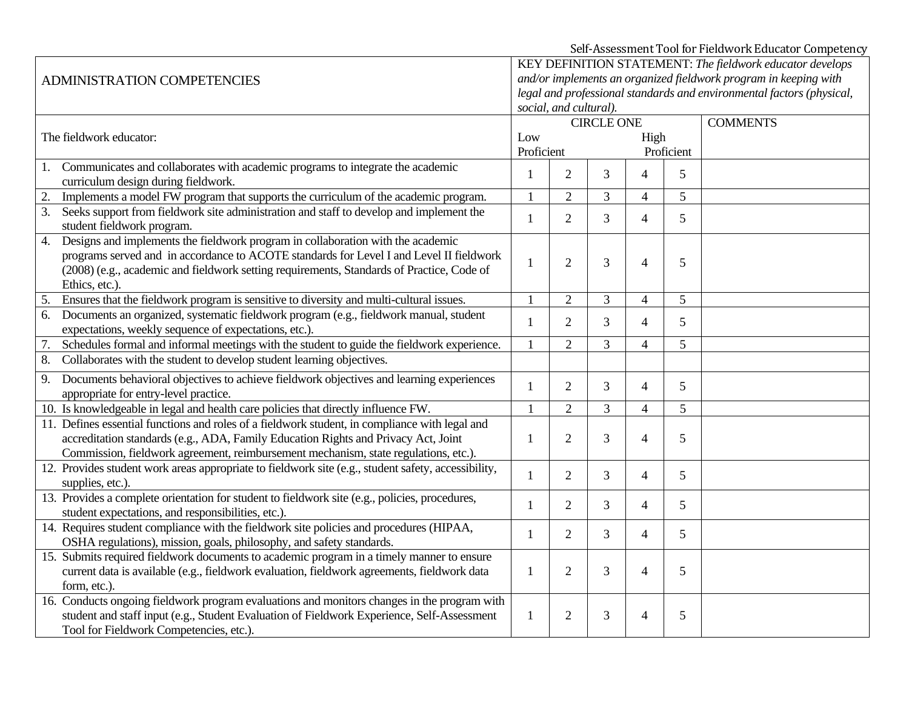| ADMINISTRATION COMPETENCIES | KEY DEFINITION STATEMENT: *The fieldwork educator develops and/or implements an organized fieldwork program in keeping with legal and professional standards and environmental factors (physical, social, and cultural).* | | | | | |
|---|---|---|---|---|---|---|
| The fieldwork educator: | CIRCLE ONE<br>Low Proficient | | | | High Proficient | COMMENTS |
| 1. Communicates and collaborates with academic programs to integrate the academic curriculum design during fieldwork. | 1 | 2 | 3 | 4 | 5 | |
| 2. Implements a model FW program that supports the curriculum of the academic program. | 1 | 2 | 3 | 4 | 5 | |
| 3. Seeks support from fieldwork site administration and staff to develop and implement the student fieldwork program. | 1 | 2 | 3 | 4 | 5 | |
| 4. Designs and implements the fieldwork program in collaboration with the academic programs served and in accordance to ACOTE standards for Level I and Level II fieldwork (2008) (e.g., academic and fieldwork setting requirements, Standards of Practice, Code of Ethics, etc.). | 1 | 2 | 3 | 4 | 5 | |
| 5. Ensures that the fieldwork program is sensitive to diversity and multi-cultural issues. | 1 | 2 | 3 | 4 | 5 | |
| 6. Documents an organized, systematic fieldwork program (e.g., fieldwork manual, student expectations, weekly sequence of expectations, etc.). | 1 | 2 | 3 | 4 | 5 | |
| 7. Schedules formal and informal meetings with the student to guide the fieldwork experience. | 1 | 2 | 3 | 4 | 5 | |
| 8. Collaborates with the student to develop student learning objectives. | | | | | | |
| 9. Documents behavioral objectives to achieve fieldwork objectives and learning experiences appropriate for entry-level practice. | 1 | 2 | 3 | 4 | 5 | |
| 10. Is knowledgeable in legal and health care policies that directly influence FW. | 1 | 2 | 3 | 4 | 5 | |
| 11. Defines essential functions and roles of a fieldwork student, in compliance with legal and accreditation standards (e.g., ADA, Family Education Rights and Privacy Act, Joint Commission, fieldwork agreement, reimbursement mechanism, state regulations, etc.). | 1 | 2 | 3 | 4 | 5 | |
| 12. Provides student work areas appropriate to fieldwork site (e.g., student safety, accessibility, supplies, etc.). | 1 | 2 | 3 | 4 | 5 | |
| 13. Provides a complete orientation for student to fieldwork site (e.g., policies, procedures, student expectations, and responsibilities, etc.). | 1 | 2 | 3 | 4 | 5 | |
| 14. Requires student compliance with the fieldwork site policies and procedures (HIPAA, OSHA regulations), mission, goals, philosophy, and safety standards. | 1 | 2 | 3 | 4 | 5 | |
| 15. Submits required fieldwork documents to academic program in a timely manner to ensure current data is available (e.g., fieldwork evaluation, fieldwork agreements, fieldwork data form, etc.). | 1 | 2 | 3 | 4 | 5 | |
| 16. Conducts ongoing fieldwork program evaluations and monitors changes in the program with student and staff input (e.g., Student Evaluation of Fieldwork Experience, Self-Assessment Tool for Fieldwork Competencies, etc.). | 1 | 2 | 3 | 4 | 5 | |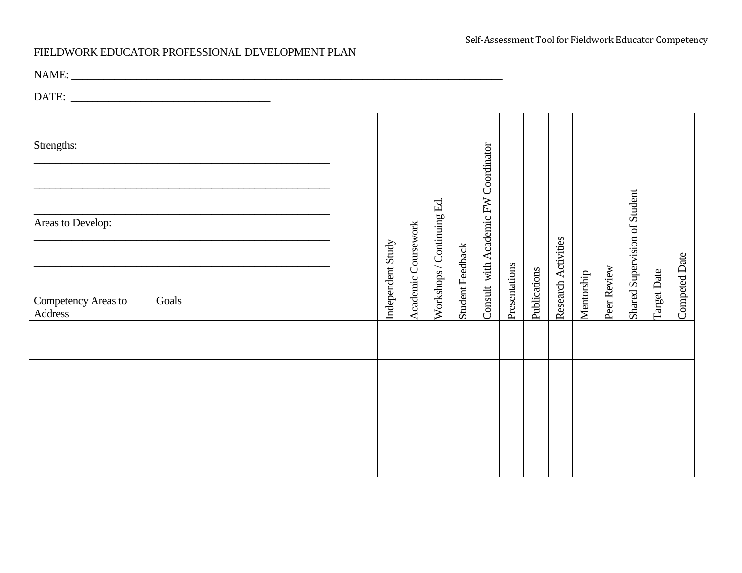FIELDWORK EDUCATOR PROFESSIONAL DEVELOPMENT PLAN

NAME: ______________________________________________________________________________

DATE: ____________________________________

Strengths:

______________________________________________________

______________________________________________________

______________________________________________________

Areas to Develop:

______________________________________________________

______________________________________________________

| Competency Areas to Address | Goals | Independent Study | Academic Coursework | Workshops / Continuing Ed. | Student Feedback | Consult with Academic FW Coordinator | Presentations | Publications | Research Activities | Mentorship | Peer Review | Shared Supervision of Student | Target Date | Competed Date |
|---|---|---|---|---|---|---|---|---|---|---|---|---|---|---|
| | | | | | | | | | | | | | | |
| | | | | | | | | | | | | | | |
| | | | | | | | | | | | | | | |
| | | | | | | | | | | | | | | |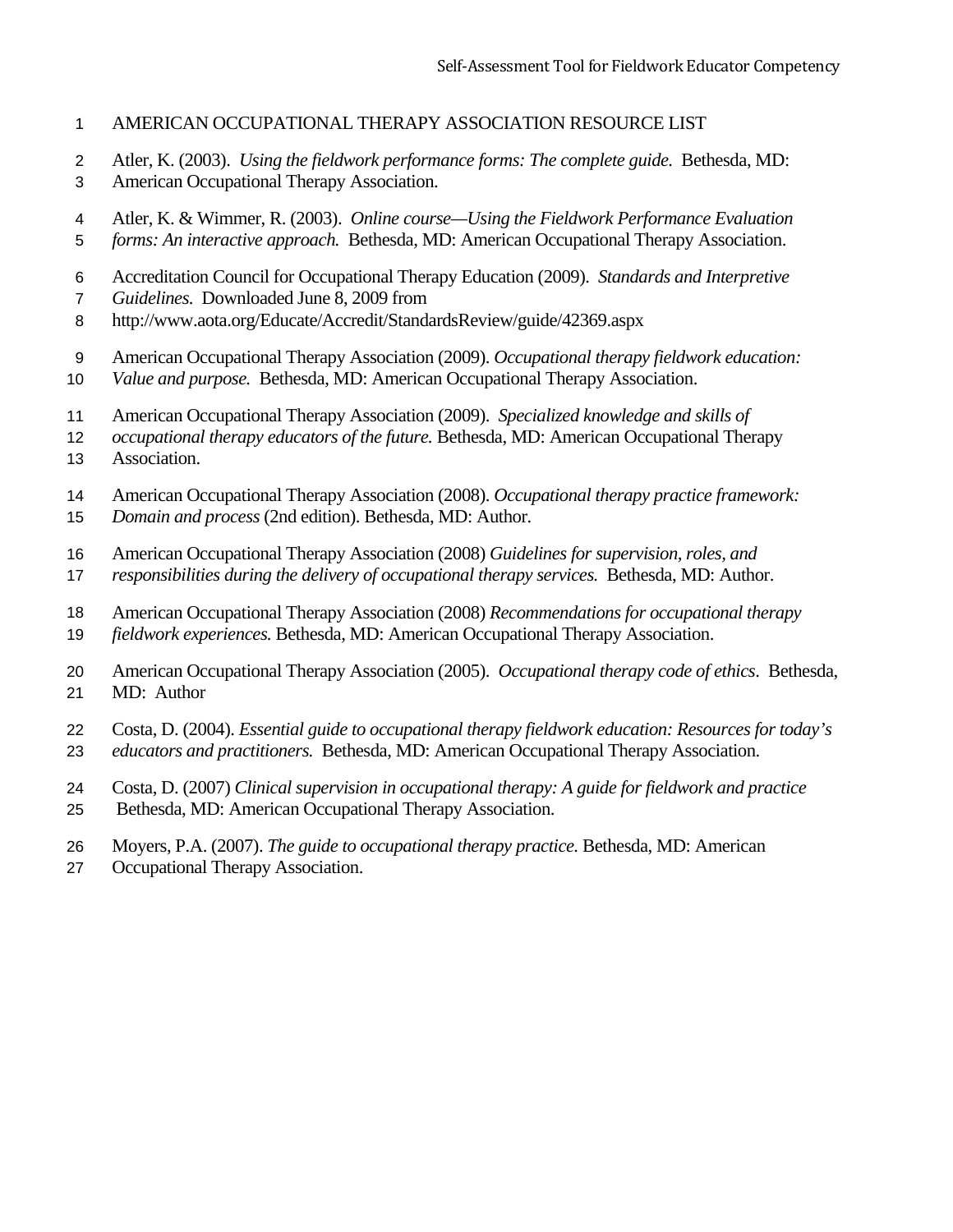# AMERICAN OCCUPATIONAL THERAPY ASSOCIATION RESOURCE LIST

Atler, K. (2003). *Using the fieldwork performance forms: The complete guide.* Bethesda, MD: American Occupational Therapy Association.

Atler, K. & Wimmer, R. (2003). *Online course—Using the Fieldwork Performance Evaluation forms: An interactive approach.* Bethesda, MD: American Occupational Therapy Association.

Accreditation Council for Occupational Therapy Education (2009). *Standards and Interpretive Guidelines.* Downloaded June 8, 2009 from http://www.aota.org/Educate/Accredit/StandardsReview/guide/42369.aspx

American Occupational Therapy Association (2009). *Occupational therapy fieldwork education: Value and purpose.* Bethesda, MD: American Occupational Therapy Association.

American Occupational Therapy Association (2009). *Specialized knowledge and skills of occupational therapy educators of the future.* Bethesda, MD: American Occupational Therapy Association.

American Occupational Therapy Association (2008). *Occupational therapy practice framework: Domain and process* (2nd edition). Bethesda, MD: Author.

American Occupational Therapy Association (2008) *Guidelines for supervision, roles, and responsibilities during the delivery of occupational therapy services.* Bethesda, MD: Author.

American Occupational Therapy Association (2008) *Recommendations for occupational therapy fieldwork experiences.* Bethesda, MD: American Occupational Therapy Association.

American Occupational Therapy Association (2005). *Occupational therapy code of ethics*. Bethesda, MD: Author

Costa, D. (2004). *Essential guide to occupational therapy fieldwork education: Resources for today's educators and practitioners.* Bethesda, MD: American Occupational Therapy Association.

Costa, D. (2007) *Clinical supervision in occupational therapy: A guide for fieldwork and practice* Bethesda, MD: American Occupational Therapy Association.

Moyers, P.A. (2007). *The guide to occupational therapy practice.* Bethesda, MD: American Occupational Therapy Association.